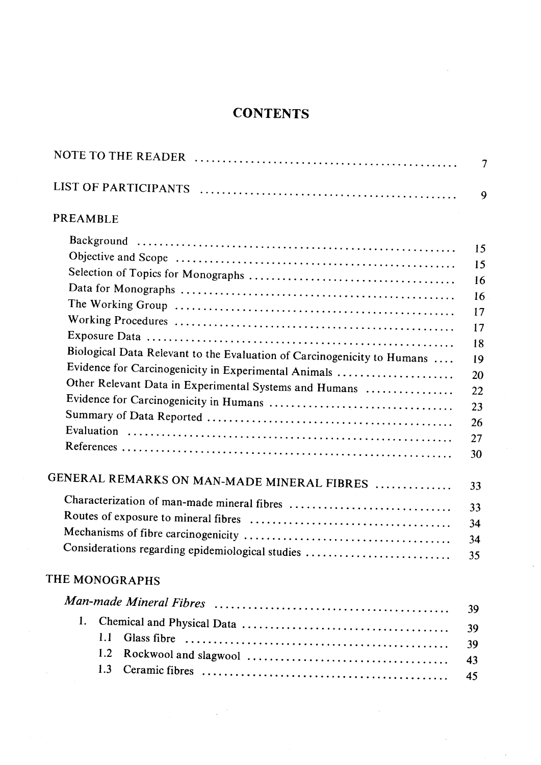# CONTENTS

| | |
|---|---|
| NOTE TO THE READER | 7 |
| LIST OF PARTICIPANTS | 9 |
| PREAMBLE | |
| Background | 15 |
| Objective and Scope | 15 |
| Selection of Topics for Monographs | 16 |
| Data for Monographs | 16 |
| The Working Group | 17 |
| Working Procedures | 17 |
| Exposure Data | 18 |
| Biological Data Relevant to the Evaluation of Carcinogenicity to Humans | 19 |
| Evidence for Carcinogenicity in Experimental Animals | 20 |
| Other Relevant Data in Experimental Systems and Humans | 22 |
| Evidence for Carcinogenicity in Humans | 23 |
| Summary of Data Reported | 26 |
| Evaluation | 27 |
| References | 30 |
| GENERAL REMARKS ON MAN-MADE MINERAL FIBRES | 33 |
| Characterization of man-made mineral fibres | 33 |
| Routes of exposure to mineral fibres | 34 |
| Mechanisms of fibre carcinogenicity | 34 |
| Considerations regarding epidemiological studies | 35 |
| THE MONOGRAPHS | |
| *Man-made Mineral Fibres* | 39 |
| 1. Chemical and Physical Data | 39 |
| 1.1 Glass fibre | 39 |
| 1.2 Rockwool and slagwool | 43 |
| 1.3 Ceramic fibres | 45 |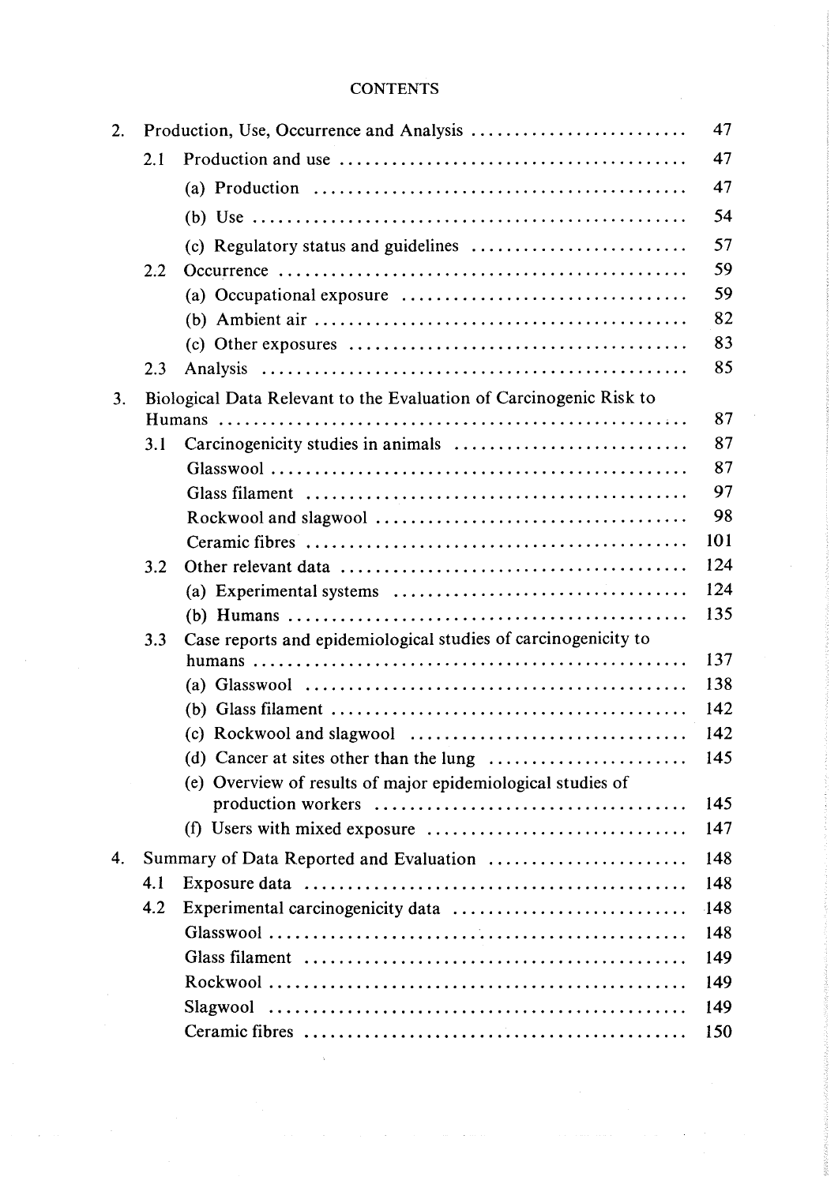CONTENTS

| | | | |
|---|---|---|---|
| 2. | Production, Use, Occurrence and Analysis | | 47 |
| | 2.1 | Production and use | 47 |
| | | (a) Production | 47 |
| | | (b) Use | 54 |
| | | (c) Regulatory status and guidelines | 57 |
| | 2.2 | Occurrence | 59 |
| | | (a) Occupational exposure | 59 |
| | | (b) Ambient air | 82 |
| | | (c) Other exposures | 83 |
| | 2.3 | Analysis | 85 |
| 3. | Biological Data Relevant to the Evaluation of Carcinogenic Risk to Humans | | 87 |
| | 3.1 | Carcinogenicity studies in animals | 87 |
| | | Glasswool | 87 |
| | | Glass filament | 97 |
| | | Rockwool and slagwool | 98 |
| | | Ceramic fibres | 101 |
| | 3.2 | Other relevant data | 124 |
| | | (a) Experimental systems | 124 |
| | | (b) Humans | 135 |
| | 3.3 | Case reports and epidemiological studies of carcinogenicity to humans | 137 |
| | | (a) Glasswool | 138 |
| | | (b) Glass filament | 142 |
| | | (c) Rockwool and slagwool | 142 |
| | | (d) Cancer at sites other than the lung | 145 |
| | | (e) Overview of results of major epidemiological studies of production workers | 145 |
| | | (f) Users with mixed exposure | 147 |
| 4. | Summary of Data Reported and Evaluation | | 148 |
| | 4.1 | Exposure data | 148 |
| | 4.2 | Experimental carcinogenicity data | 148 |
| | | Glasswool | 148 |
| | | Glass filament | 149 |
| | | Rockwool | 149 |
| | | Slagwool | 149 |
| | | Ceramic fibres | 150 |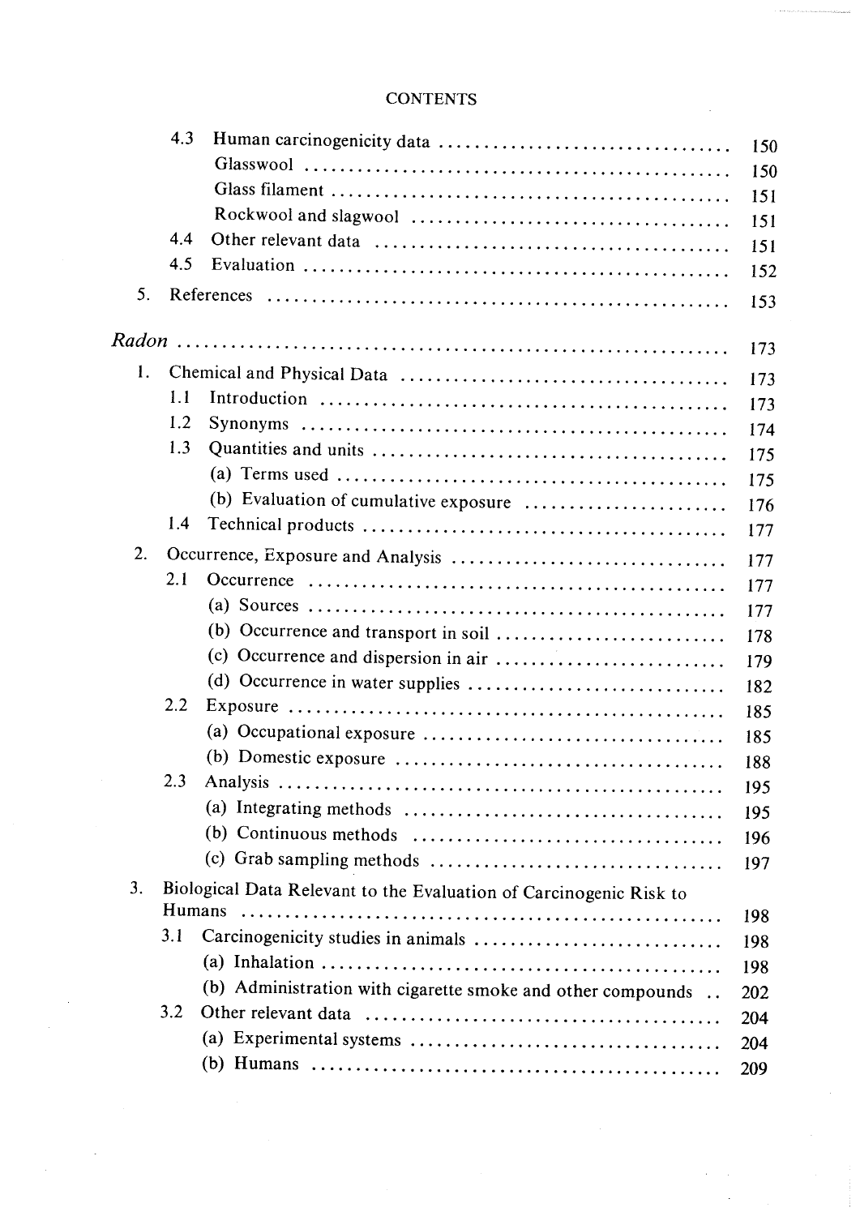CONTENTS

- 4.3 Human carcinogenicity data .................................. 150
  - Glasswool .................................. 150
  - Glass filament .................................. 151
  - Rockwool and slagwool .................................. 151
- 4.4 Other relevant data .................................. 151
- 4.5 Evaluation .................................. 152

5. References .................................. 153

*Radon* .................................. 173

1. Chemical and Physical Data .................................. 173
   - 1.1 Introduction .................................. 173
   - 1.2 Synonyms .................................. 174
   - 1.3 Quantities and units .................................. 175
     - (a) Terms used .................................. 175
     - (b) Evaluation of cumulative exposure .................................. 176
   - 1.4 Technical products .................................. 177
2. Occurrence, Exposure and Analysis .................................. 177
   - 2.1 Occurrence .................................. 177
     - (a) Sources .................................. 177
     - (b) Occurrence and transport in soil .................................. 178
     - (c) Occurrence and dispersion in air .................................. 179
     - (d) Occurrence in water supplies .................................. 182
   - 2.2 Exposure .................................. 185
     - (a) Occupational exposure .................................. 185
     - (b) Domestic exposure .................................. 188
   - 2.3 Analysis .................................. 195
     - (a) Integrating methods .................................. 195
     - (b) Continuous methods .................................. 196
     - (c) Grab sampling methods .................................. 197
3. Biological Data Relevant to the Evaluation of Carcinogenic Risk to Humans .................................. 198
   - 3.1 Carcinogenicity studies in animals .................................. 198
     - (a) Inhalation .................................. 198
     - (b) Administration with cigarette smoke and other compounds .. 202
   - 3.2 Other relevant data .................................. 204
     - (a) Experimental systems .................................. 204
     - (b) Humans .................................. 209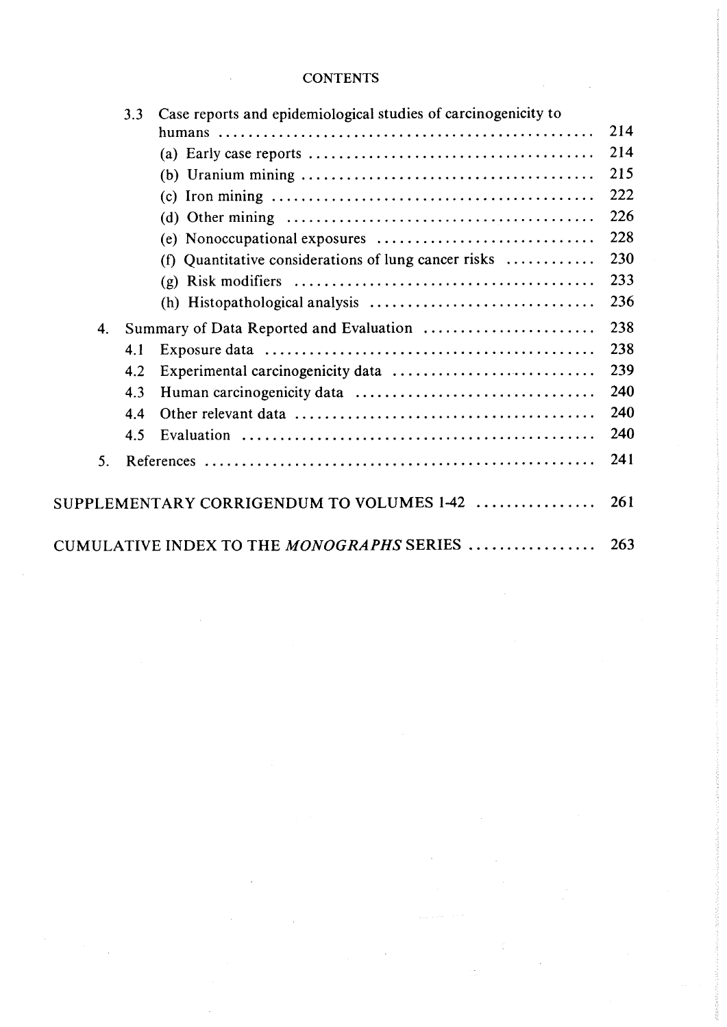CONTENTS

- 3.3 Case reports and epidemiological studies of carcinogenicity to humans ..... 214
  - (a) Early case reports ..... 214
  - (b) Uranium mining ..... 215
  - (c) Iron mining ..... 222
  - (d) Other mining ..... 226
  - (e) Nonoccupational exposures ..... 228
  - (f) Quantitative considerations of lung cancer risks ..... 230
  - (g) Risk modifiers ..... 233
  - (h) Histopathological analysis ..... 236
- 4. Summary of Data Reported and Evaluation ..... 238
  - 4.1 Exposure data ..... 238
  - 4.2 Experimental carcinogenicity data ..... 239
  - 4.3 Human carcinogenicity data ..... 240
  - 4.4 Other relevant data ..... 240
  - 4.5 Evaluation ..... 240
- 5. References ..... 241

SUPPLEMENTARY CORRIGENDUM TO VOLUMES 1-42 ..... 261

CUMULATIVE INDEX TO THE *MONOGRAPHS* SERIES ..... 263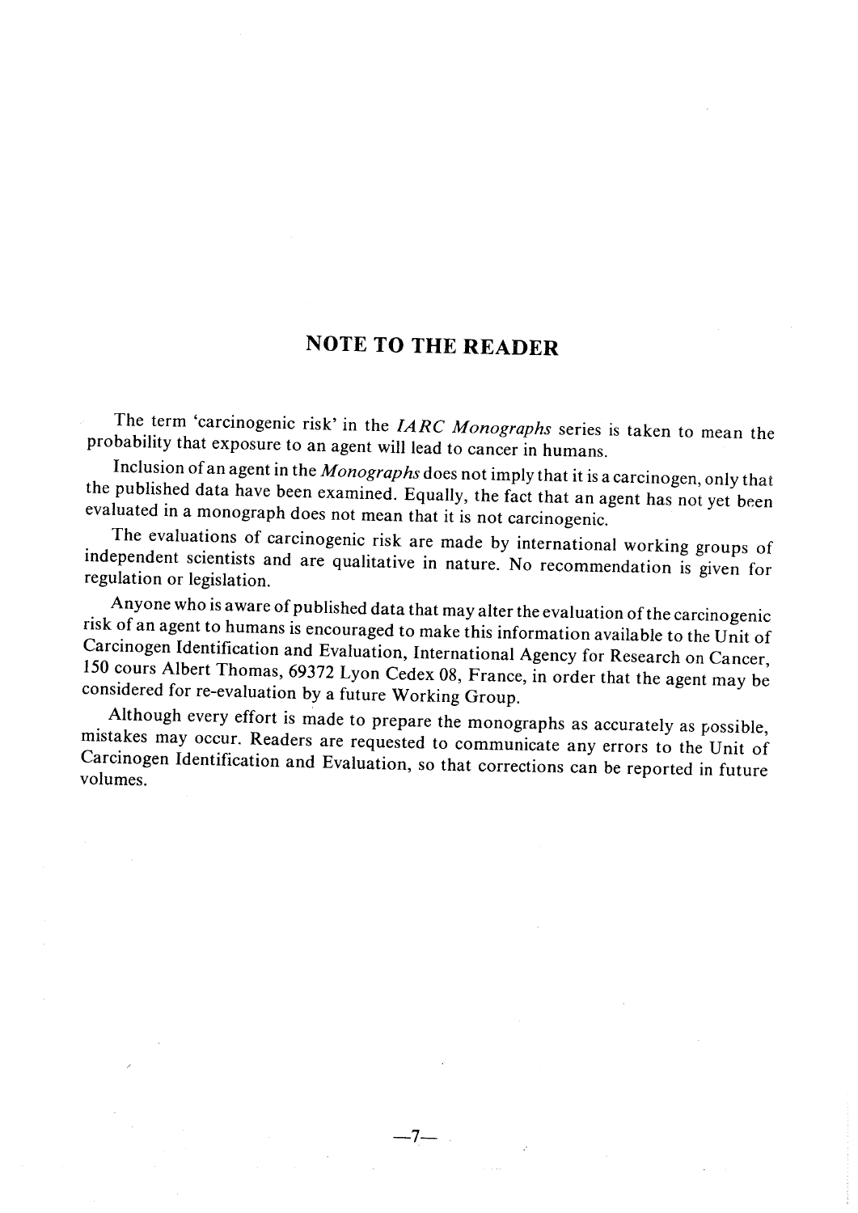# NOTE TO THE READER

The term 'carcinogenic risk' in the *IARC Monographs* series is taken to mean the probability that exposure to an agent will lead to cancer in humans.

Inclusion of an agent in the *Monographs* does not imply that it is a carcinogen, only that the published data have been examined. Equally, the fact that an agent has not yet been evaluated in a monograph does not mean that it is not carcinogenic.

The evaluations of carcinogenic risk are made by international working groups of independent scientists and are qualitative in nature. No recommendation is given for regulation or legislation.

Anyone who is aware of published data that may alter the evaluation of the carcinogenic risk of an agent to humans is encouraged to make this information available to the Unit of Carcinogen Identification and Evaluation, International Agency for Research on Cancer, 150 cours Albert Thomas, 69372 Lyon Cedex 08, France, in order that the agent may be considered for re-evaluation by a future Working Group.

Although every effort is made to prepare the monographs as accurately as possible, mistakes may occur. Readers are requested to communicate any errors to the Unit of Carcinogen Identification and Evaluation, so that corrections can be reported in future volumes.